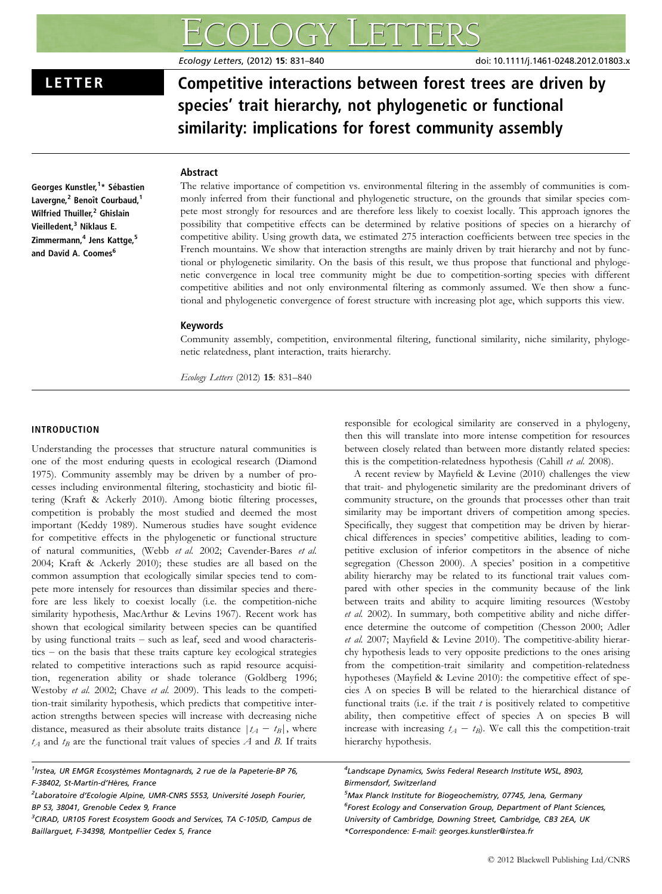# Competitive interactions between forest trees are driven by species' trait hierarchy, not phylogenetic or functional similarity: implications for forest community assembly

**LETTER**

**Georges Kunstler,[1]* Sébastien Lavergne,[2] Benoît Courbaud,[1] Wilfried Thuiller,[2] Ghislain Vieilledent,[3] Niklaus E. Zimmermann,[4] Jens Kattge,[5] and David A. Coomes[6]**

## Abstract

The relative importance of competition vs. environmental filtering in the assembly of communities is commonly inferred from their functional and phylogenetic structure, on the grounds that similar species compete most strongly for resources and are therefore less likely to coexist locally. This approach ignores the possibility that competitive effects can be determined by relative positions of species on a hierarchy of competitive ability. Using growth data, we estimated 275 interaction coefficients between tree species in the French mountains. We show that interaction strengths are mainly driven by trait hierarchy and not by functional or phylogenetic similarity. On the basis of this result, we thus propose that functional and phylogenetic convergence in local tree community might be due to competition-sorting species with different competitive abilities and not only environmental filtering as commonly assumed. We then show a functional and phylogenetic convergence of forest structure with increasing plot age, which supports this view.

## Keywords

Community assembly, competition, environmental filtering, functional similarity, niche similarity, phylogenetic relatedness, plant interaction, traits hierarchy.

## INTRODUCTION

Understanding the processes that structure natural communities is one of the most enduring quests in ecological research (Diamond 1975). Community assembly may be driven by a number of processes including environmental filtering, stochasticity and biotic filtering (Kraft & Ackerly 2010). Among biotic filtering processes, competition is probably the most studied and deemed the most important (Keddy 1989). Numerous studies have sought evidence for competitive effects in the phylogenetic or functional structure of natural communities, (Webb *et al.* 2002; Cavender-Bares *et al.* 2004; Kraft & Ackerly 2010); these studies are all based on the common assumption that ecologically similar species tend to compete more intensely for resources than dissimilar species and therefore are less likely to coexist locally (i.e. the competition-niche similarity hypothesis, MacArthur & Levins 1967). Recent work has shown that ecological similarity between species can be quantified by using functional traits – such as leaf, seed and wood characteristics – on the basis that these traits capture key ecological strategies related to competitive interactions such as rapid resource acquisition, regeneration ability or shade tolerance (Goldberg 1996; Westoby *et al.* 2002; Chave *et al.* 2009). This leads to the competition-trait similarity hypothesis, which predicts that competitive interaction strengths between species will increase with decreasing niche distance, measured as their absolute traits distance $|t_A - t_B|$, where $t_A$ and $t_B$ are the functional trait values of species $A$ and $B$. If traits responsible for ecological similarity are conserved in a phylogeny, then this will translate into more intense competition for resources between closely related than between more distantly related species: this is the competition-relatedness hypothesis (Cahill *et al.* 2008).

A recent review by Mayfield & Levine (2010) challenges the view that trait- and phylogenetic similarity are the predominant drivers of community structure, on the grounds that processes other than trait similarity may be important drivers of competition among species. Specifically, they suggest that competition may be driven by hierarchical differences in species' competitive abilities, leading to competitive exclusion of inferior competitors in the absence of niche segregation (Chesson 2000). A species' position in a competitive ability hierarchy may be related to its functional trait values compared with other species in the community because of the link between traits and ability to acquire limiting resources (Westoby *et al.* 2002). In summary, both competitive ability and niche difference determine the outcome of competition (Chesson 2000; Adler *et al.* 2007; Mayfield & Levine 2010). The competitive-ability hierarchy hypothesis leads to very opposite predictions to the ones arising from the competition-trait similarity and competition-relatedness hypotheses (Mayfield & Levine 2010): the competitive effect of species A on species B will be related to the hierarchical distance of functional traits (i.e. if the trait $t$ is positively related to competitive ability, then competitive effect of species A on species B will increase with increasing $t_A - t_B$). We call this the competition-trait hierarchy hypothesis.

[1]Irstea, UR EMGR Ecosystèmes Montagnards, 2 rue de la Papeterie-BP 76, F-38402, St-Martin-d'Hères, France
[2]Laboratoire d'Ecologie Alpine, UMR-CNRS 5553, Université Joseph Fourier, BP 53, 38041, Grenoble Cedex 9, France
[3]CIRAD, UR105 Forest Ecosystem Goods and Services, TA C-105/D, Campus de Baillarguet, F-34398, Montpellier Cedex 5, France
[4]Landscape Dynamics, Swiss Federal Research Institute WSL, 8903, Birmensdorf, Switzerland
[5]Max Planck Institute for Biogeochemistry, 07745, Jena, Germany
[6]Forest Ecology and Conservation Group, Department of Plant Sciences, University of Cambridge, Downing Street, Cambridge, CB3 2EA, UK
*Correspondence: E-mail: georges.kunstler@irstea.fr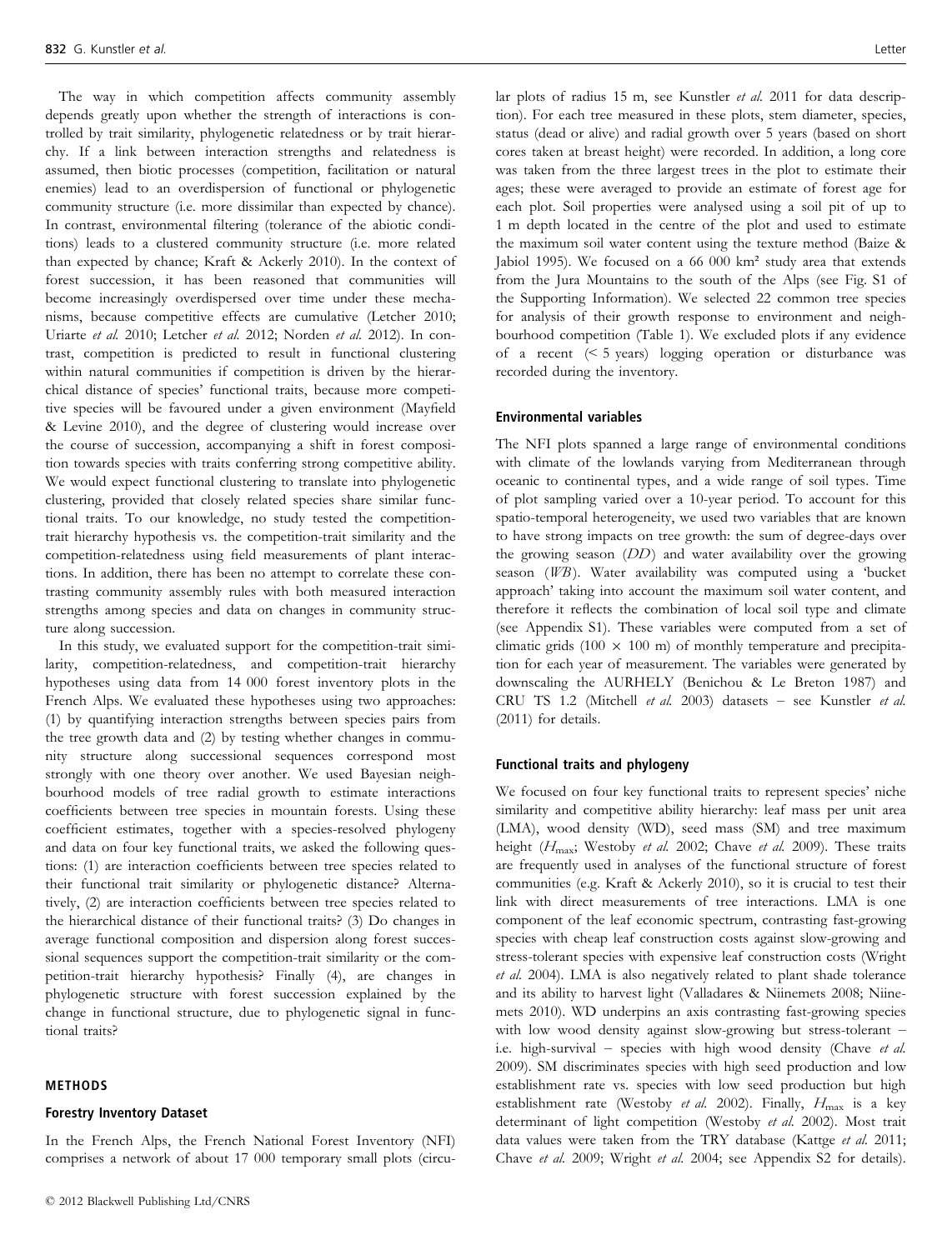The way in which competition affects community assembly depends greatly upon whether the strength of interactions is controlled by trait similarity, phylogenetic relatedness or by trait hierarchy. If a link between interaction strengths and relatedness is assumed, then biotic processes (competition, facilitation or natural enemies) lead to an overdispersion of functional or phylogenetic community structure (i.e. more dissimilar than expected by chance). In contrast, environmental filtering (tolerance of the abiotic conditions) leads to a clustered community structure (i.e. more related than expected by chance; Kraft & Ackerly 2010). In the context of forest succession, it has been reasoned that communities will become increasingly overdispersed over time under these mechanisms, because competitive effects are cumulative (Letcher 2010; Uriarte *et al.* 2010; Letcher *et al.* 2012; Norden *et al.* 2012). In contrast, competition is predicted to result in functional clustering within natural communities if competition is driven by the hierarchical distance of species' functional traits, because more competitive species will be favoured under a given environment (Mayfield & Levine 2010), and the degree of clustering would increase over the course of succession, accompanying a shift in forest composition towards species with traits conferring strong competitive ability. We would expect functional clustering to translate into phylogenetic clustering, provided that closely related species share similar functional traits. To our knowledge, no study tested the competition-trait hierarchy hypothesis vs. the competition-trait similarity and the competition-relatedness using field measurements of plant interactions. In addition, there has been no attempt to correlate these contrasting community assembly rules with both measured interaction strengths among species and data on changes in community structure along succession.

In this study, we evaluated support for the competition-trait similarity, competition-relatedness, and competition-trait hierarchy hypotheses using data from 14 000 forest inventory plots in the French Alps. We evaluated these hypotheses using two approaches: (1) by quantifying interaction strengths between species pairs from the tree growth data and (2) by testing whether changes in community structure along successional sequences correspond most strongly with one theory over another. We used Bayesian neighbourhood models of tree radial growth to estimate interactions coefficients between tree species in mountain forests. Using these coefficient estimates, together with a species-resolved phylogeny and data on four key functional traits, we asked the following questions: (1) are interaction coefficients between tree species related to their functional trait similarity or phylogenetic distance? Alternatively, (2) are interaction coefficients between tree species related to the hierarchical distance of their functional traits? (3) Do changes in average functional composition and dispersion along forest successional sequences support the competition-trait similarity or the competition-trait hierarchy hypothesis? Finally (4), are changes in phylogenetic structure with forest succession explained by the change in functional structure, due to phylogenetic signal in functional traits?

## METHODS

### Forestry Inventory Dataset

In the French Alps, the French National Forest Inventory (NFI) comprises a network of about 17 000 temporary small plots (circular plots of radius 15 m, see Kunstler *et al.* 2011 for data description). For each tree measured in these plots, stem diameter, species, status (dead or alive) and radial growth over 5 years (based on short cores taken at breast height) were recorded. In addition, a long core was taken from the three largest trees in the plot to estimate their ages; these were averaged to provide an estimate of forest age for each plot. Soil properties were analysed using a soil pit of up to 1 m depth located in the centre of the plot and used to estimate the maximum soil water content using the texture method (Baize & Jabiol 1995). We focused on a 66 000 km² study area that extends from the Jura Mountains to the south of the Alps (see Fig. S1 of the Supporting Information). We selected 22 common tree species for analysis of their growth response to environment and neighbourhood competition (Table 1). We excluded plots if any evidence of a recent (< 5 years) logging operation or disturbance was recorded during the inventory.

### Environmental variables

The NFI plots spanned a large range of environmental conditions with climate of the lowlands varying from Mediterranean through oceanic to continental types, and a wide range of soil types. Time of plot sampling varied over a 10-year period. To account for this spatio-temporal heterogeneity, we used two variables that are known to have strong impacts on tree growth: the sum of degree-days over the growing season ($DD$) and water availability over the growing season ($WB$). Water availability was computed using a 'bucket approach' taking into account the maximum soil water content, and therefore it reflects the combination of local soil type and climate (see Appendix S1). These variables were computed from a set of climatic grids ($100 \times 100$ m) of monthly temperature and precipitation for each year of measurement. The variables were generated by downscaling the AURHELY (Benichou & Le Breton 1987) and CRU TS 1.2 (Mitchell *et al.* 2003) datasets – see Kunstler *et al.* (2011) for details.

### Functional traits and phylogeny

We focused on four key functional traits to represent species' niche similarity and competitive ability hierarchy: leaf mass per unit area (LMA), wood density (WD), seed mass (SM) and tree maximum height ($H_{max}$; Westoby *et al.* 2002; Chave *et al.* 2009). These traits are frequently used in analyses of the functional structure of forest communities (e.g. Kraft & Ackerly 2010), so it is crucial to test their link with direct measurements of tree interactions. LMA is one component of the leaf economic spectrum, contrasting fast-growing species with cheap leaf construction costs against slow-growing and stress-tolerant species with expensive leaf construction costs (Wright *et al.* 2004). LMA is also negatively related to plant shade tolerance and its ability to harvest light (Valladares & Niinemets 2008; Niinemets 2010). WD underpins an axis contrasting fast-growing species with low wood density against slow-growing but stress-tolerant – i.e. high-survival – species with high wood density (Chave *et al.* 2009). SM discriminates species with high seed production and low establishment rate vs. species with low seed production but high establishment rate (Westoby *et al.* 2002). Finally, $H_{max}$ is a key determinant of light competition (Westoby *et al.* 2002). Most trait data values were taken from the TRY database (Kattge *et al.* 2011; Chave *et al.* 2009; Wright *et al.* 2004; see Appendix S2 for details).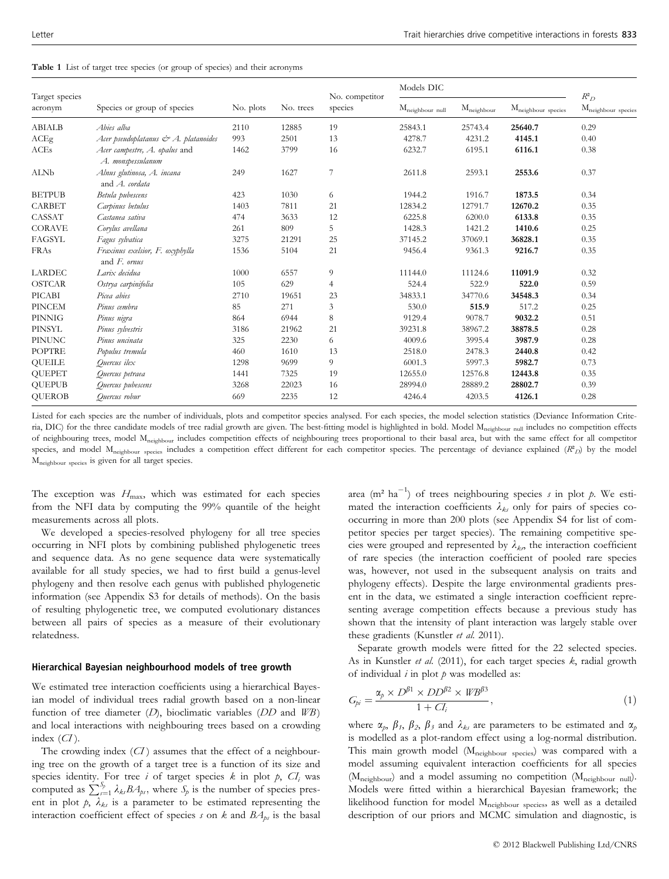**Table 1** List of target tree species (or group of species) and their acronyms

| Target species acronym | Species or group of species | No. plots | No. trees | No. competitor species | Models DIC | | | $R^2_D$ |
|---|---|---|---|---|---|---|---|---|
| | | | | | $M_{neighbour\ null}$ | $M_{neighbour}$ | $M_{neighbour\ species}$ | $M_{neighbour\ species}$ |
| ABIALB | *Abies alba* | 2110 | 12885 | 19 | 25843.1 | 25743.4 | **25640.7** | 0.29 |
| ACEg | *Acer pseudoplatanus & A. platanoides* | 993 | 2501 | 13 | 4278.7 | 4231.2 | **4145.1** | 0.40 |
| ACEs | *Acer campestre, A. opalus* and *A. monspessulanum* | 1462 | 3799 | 16 | 6232.7 | 6195.1 | **6116.1** | 0.38 |
| ALNb | *Alnus glutinosa, A. incana* and *A. cordata* | 249 | 1627 | 7 | 2611.8 | 2593.1 | **2553.6** | 0.37 |
| BETPUB | *Betula pubescens* | 423 | 1030 | 6 | 1944.2 | 1916.7 | **1873.5** | 0.34 |
| CARBET | *Carpinus betulus* | 1403 | 7811 | 21 | 12834.2 | 12791.7 | **12670.2** | 0.35 |
| CASSAT | *Castanea sativa* | 474 | 3633 | 12 | 6225.8 | 6200.0 | **6133.8** | 0.35 |
| CORAVE | *Corylus avellana* | 261 | 809 | 5 | 1428.3 | 1421.2 | **1410.6** | 0.25 |
| FAGSYL | *Fagus sylvatica* | 3275 | 21291 | 25 | 37145.2 | 37069.1 | **36828.1** | 0.35 |
| FRAs | *Fraxinus excelsior, F. oxyphylla* and *F. ornus* | 1536 | 5104 | 21 | 9456.4 | 9361.3 | **9216.7** | 0.35 |
| LARDEC | *Larix decidua* | 1000 | 6557 | 9 | 11144.0 | 11124.6 | **11091.9** | 0.32 |
| OSTCAR | *Ostrya carpinifolia* | 105 | 629 | 4 | 524.4 | 522.9 | **522.0** | 0.59 |
| PICABI | *Picea abies* | 2710 | 19651 | 23 | 34833.1 | 34770.6 | **34548.3** | 0.34 |
| PINCEM | *Pinus cembra* | 85 | 271 | 3 | 530.0 | **515.9** | 517.2 | 0.25 |
| PINNIG | *Pinus nigra* | 864 | 6944 | 8 | 9129.4 | 9078.7 | **9032.2** | 0.51 |
| PINSYL | *Pinus sylvestris* | 3186 | 21962 | 21 | 39231.8 | 38967.2 | **38878.5** | 0.28 |
| PINUNC | *Pinus uncinata* | 325 | 2230 | 6 | 4009.6 | 3995.4 | **3987.9** | 0.28 |
| POPTRE | *Populus tremula* | 460 | 1610 | 13 | 2518.0 | 2478.3 | **2440.8** | 0.42 |
| QUEILE | *Quercus ilex* | 1298 | 9699 | 9 | 6001.3 | 5997.3 | **5982.7** | 0.73 |
| QUEPET | *Quercus petraea* | 1441 | 7325 | 19 | 12655.0 | 12576.8 | **12443.8** | 0.35 |
| QUEPUB | *Quercus pubescens* | 3268 | 22023 | 16 | 28994.0 | 28889.2 | **28802.7** | 0.39 |
| QUEROB | *Quercus robur* | 669 | 2235 | 12 | 4246.4 | 4203.5 | **4126.1** | 0.28 |

Listed for each species are the number of individuals, plots and competitor species analysed. For each species, the model selection statistics (Deviance Information Criteria, DIC) for the three candidate models of tree radial growth are given. The best-fitting model is highlighted in bold. Model $M_{neighbour\ null}$ includes no competition effects of neighbouring trees, model $M_{neighbour}$ includes competition effects of neighbouring trees proportional to their basal area, but with the same effect for all competitor species, and model $M_{neighbour\ species}$ includes a competition effect different for each competitor species. The percentage of deviance explained ($R^2_D$) by the model $M_{neighbour\ species}$ is given for all target species.

The exception was $H_{max}$, which was estimated for each species from the NFI data by computing the 99% quantile of the height measurements across all plots.

We developed a species-resolved phylogeny for all tree species occurring in NFI plots by combining published phylogenetic trees and sequence data. As no gene sequence data were systematically available for all study species, we had to first build a genus-level phylogeny and then resolve each genus with published phylogenetic information (see Appendix S3 for details of methods). On the basis of resulting phylogenetic tree, we computed evolutionary distances between all pairs of species as a measure of their evolutionary relatedness.

### Hierarchical Bayesian neighbourhood models of tree growth

We estimated tree interaction coefficients using a hierarchical Bayesian model of individual trees radial growth based on a non-linear function of tree diameter ($D$), bioclimatic variables ($DD$ and $WB$) and local interactions with neighbouring trees based on a crowding index ($CI$).

The crowding index ($CI$) assumes that the effect of a neighbouring tree on the growth of a target tree is a function of its size and species identity. For tree $i$ of target species $k$ in plot $p$, $CI_i$ was computed as $\sum_{s=1}^{S_p} \lambda_{ks} BA_{ps}$, where $S_p$ is the number of species present in plot $p$, $\lambda_{ks}$ is a parameter to be estimated representing the interaction coefficient effect of species $s$ on $k$ and $BA_{ps}$ is the basal area ($m^2\ ha^{-1}$) of trees neighbouring species $s$ in plot $p$. We estimated the interaction coefficients $\lambda_{ks}$ only for pairs of species co-occurring in more than 200 plots (see Appendix S4 for list of competitor species per target species). The remaining competitive species were grouped and represented by $\lambda_{kr}$, the interaction coefficient of rare species (the interaction coefficient of pooled rare species was, however, not used in the subsequent analysis on traits and phylogeny effects). Despite the large environmental gradients present in the data, we estimated a single interaction coefficient representing average competition effects because a previous study has shown that the intensity of plant interaction was largely stable over these gradients (Kunstler *et al.* 2011).

Separate growth models were fitted for the 22 selected species. As in Kunstler *et al.* (2011), for each target species $k$, radial growth of individual $i$ in plot $p$ was modelled as:

$$G_{pi} = \frac{\alpha_p \times D^{\beta 1} \times DD^{\beta 2} \times WB^{\beta 3}}{1 + CI_i}, \tag{1}$$

where $\alpha_p$, $\beta_1$, $\beta_2$, $\beta_3$ and $\lambda_{ks}$ are parameters to be estimated and $\alpha_p$ is modelled as a plot-random effect using a log-normal distribution. This main growth model ($M_{neighbour\ species}$) was compared with a model assuming equivalent interaction coefficients for all species ($M_{neighbour}$) and a model assuming no competition ($M_{neighbour\ null}$). Models were fitted within a hierarchical Bayesian framework; the likelihood function for model $M_{neighbour\ species}$, as well as a detailed description of our priors and MCMC simulation and diagnostic, is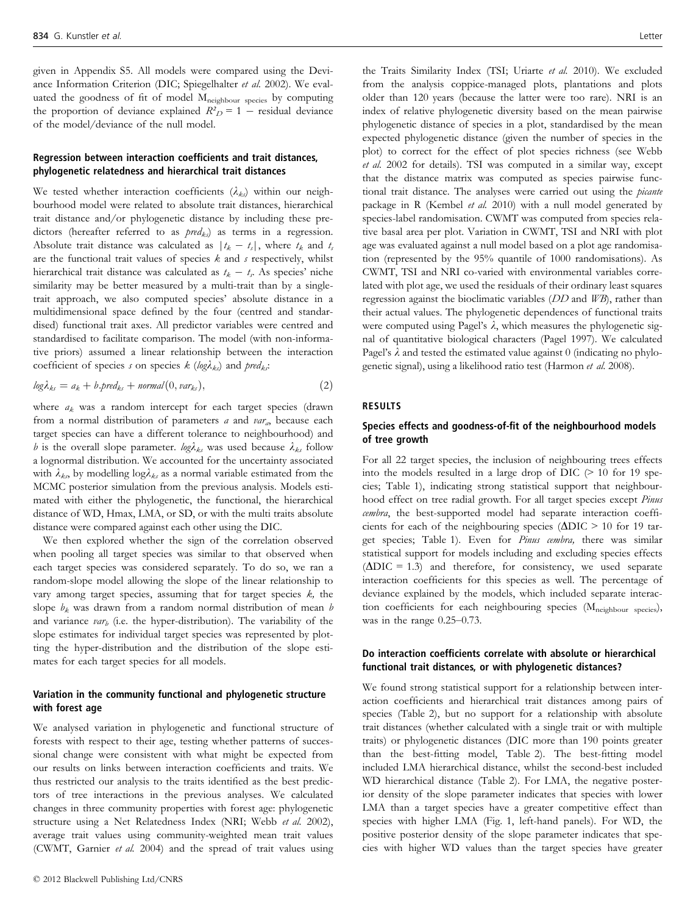given in Appendix S5. All models were compared using the Deviance Information Criterion (DIC; Spiegelhalter *et al.* 2002). We evaluated the goodness of fit of model $M_{neighbour\ species}$ by computing the proportion of deviance explained $R^2_D = 1 -$ residual deviance of the model/deviance of the null model.

### Regression between interaction coefficients and trait distances, phylogenetic relatedness and hierarchical trait distances

We tested whether interaction coefficients ($\lambda_{ks}$) within our neighbourhood model were related to absolute trait distances, hierarchical trait distance and/or phylogenetic distance by including these predictors (hereafter referred to as $pred_{ks}$) as terms in a regression. Absolute trait distance was calculated as $|t_k - t_s|$, where $t_k$ and $t_s$ are the functional trait values of species $k$ and $s$ respectively, whilst hierarchical trait distance was calculated as $t_k - t_s$. As species' niche similarity may be better measured by a multi-trait than by a single-trait approach, we also computed species' absolute distance in a multidimensional space defined by the four (centred and standardised) functional trait axes. All predictor variables were centred and standardised to facilitate comparison. The model (with non-informative priors) assumed a linear relationship between the interaction coefficient of species $s$ on species $k$ ($log\hat{\lambda}_{ks}$) and $pred_{ks}$:

$$log\hat{\lambda}_{ks} = a_k + b.pred_{ks} + normal(0, var_{ks}), \tag{2}$$

where $a_k$ was a random intercept for each target species (drawn from a normal distribution of parameters $a$ and $var_a$, because each target species can have a different tolerance to neighbourhood) and $b$ is the overall slope parameter. $log\hat{\lambda}_{ks}$ was used because $\hat{\lambda}_{ks}$ follow a lognormal distribution. We accounted for the uncertainty associated with $\hat{\lambda}_{ks}$, by modelling $\log\hat{\lambda}_{ks}$ as a normal variable estimated from the MCMC posterior simulation from the previous analysis. Models estimated with either the phylogenetic, the functional, the hierarchical distance of WD, Hmax, LMA, or SD, or with the multi traits absolute distance were compared against each other using the DIC.

We then explored whether the sign of the correlation observed when pooling all target species was similar to that observed when each target species was considered separately. To do so, we ran a random-slope model allowing the slope of the linear relationship to vary among target species, assuming that for target species $k$, the slope $b_k$ was drawn from a random normal distribution of mean $b$ and variance $var_b$ (i.e. the hyper-distribution). The variability of the slope estimates for individual target species was represented by plotting the hyper-distribution and the distribution of the slope estimates for each target species for all models.

### Variation in the community functional and phylogenetic structure with forest age

We analysed variation in phylogenetic and functional structure of forests with respect to their age, testing whether patterns of successional change were consistent with what might be expected from our results on links between interaction coefficients and traits. We thus restricted our analysis to the traits identified as the best predictors of tree interactions in the previous analyses. We calculated changes in three community properties with forest age: phylogenetic structure using a Net Relatedness Index (NRI; Webb *et al.* 2002), average trait values using community-weighted mean trait values (CWMT, Garnier *et al.* 2004) and the spread of trait values using the Traits Similarity Index (TSI; Uriarte *et al.* 2010). We excluded from the analysis coppice-managed plots, plantations and plots older than 120 years (because the latter were too rare). NRI is an index of relative phylogenetic diversity based on the mean pairwise phylogenetic distance of species in a plot, standardised by the mean expected phylogenetic distance (given the number of species in the plot) to correct for the effect of plot species richness (see Webb *et al.* 2002 for details). TSI was computed in a similar way, except that the distance matrix was computed as species pairwise functional trait distance. The analyses were carried out using the *picante* package in R (Kembel *et al.* 2010) with a null model generated by species-label randomisation. CWMT was computed from species relative basal area per plot. Variation in CWMT, TSI and NRI with plot age was evaluated against a null model based on a plot age randomisation (represented by the 95% quantile of 1000 randomisations). As CWMT, TSI and NRI co-varied with environmental variables correlated with plot age, we used the residuals of their ordinary least squares regression against the bioclimatic variables (*DD* and *WB*), rather than their actual values. The phylogenetic dependences of functional traits were computed using Pagel's $\lambda$, which measures the phylogenetic signal of quantitative biological characters (Pagel 1997). We calculated Pagel's $\lambda$ and tested the estimated value against 0 (indicating no phylogenetic signal), using a likelihood ratio test (Harmon *et al.* 2008).

## RESULTS

### Species effects and goodness-of-fit of the neighbourhood models of tree growth

For all 22 target species, the inclusion of neighbouring trees effects into the models resulted in a large drop of DIC (> 10 for 19 species; Table 1), indicating strong statistical support that neighbourhood effect on tree radial growth. For all target species except *Pinus cembra*, the best-supported model had separate interaction coefficients for each of the neighbouring species ($\Delta$DIC > 10 for 19 target species; Table 1). Even for *Pinus cembra,* there was similar statistical support for models including and excluding species effects ($\Delta$DIC = 1.3) and therefore, for consistency, we used separate interaction coefficients for this species as well. The percentage of deviance explained by the models, which included separate interaction coefficients for each neighbouring species ($M_{neighbour\ species}$), was in the range 0.25–0.73.

### Do interaction coefficients correlate with absolute or hierarchical functional trait distances, or with phylogenetic distances?

We found strong statistical support for a relationship between interaction coefficients and hierarchical trait distances among pairs of species (Table 2), but no support for a relationship with absolute trait distances (whether calculated with a single trait or with multiple traits) or phylogenetic distances (DIC more than 190 points greater than the best-fitting model, Table 2). The best-fitting model included LMA hierarchical distance, whilst the second-best included WD hierarchical distance (Table 2). For LMA, the negative posterior density of the slope parameter indicates that species with lower LMA than a target species have a greater competitive effect than species with higher LMA (Fig. 1, left-hand panels). For WD, the positive posterior density of the slope parameter indicates that species with higher WD values than the target species have greater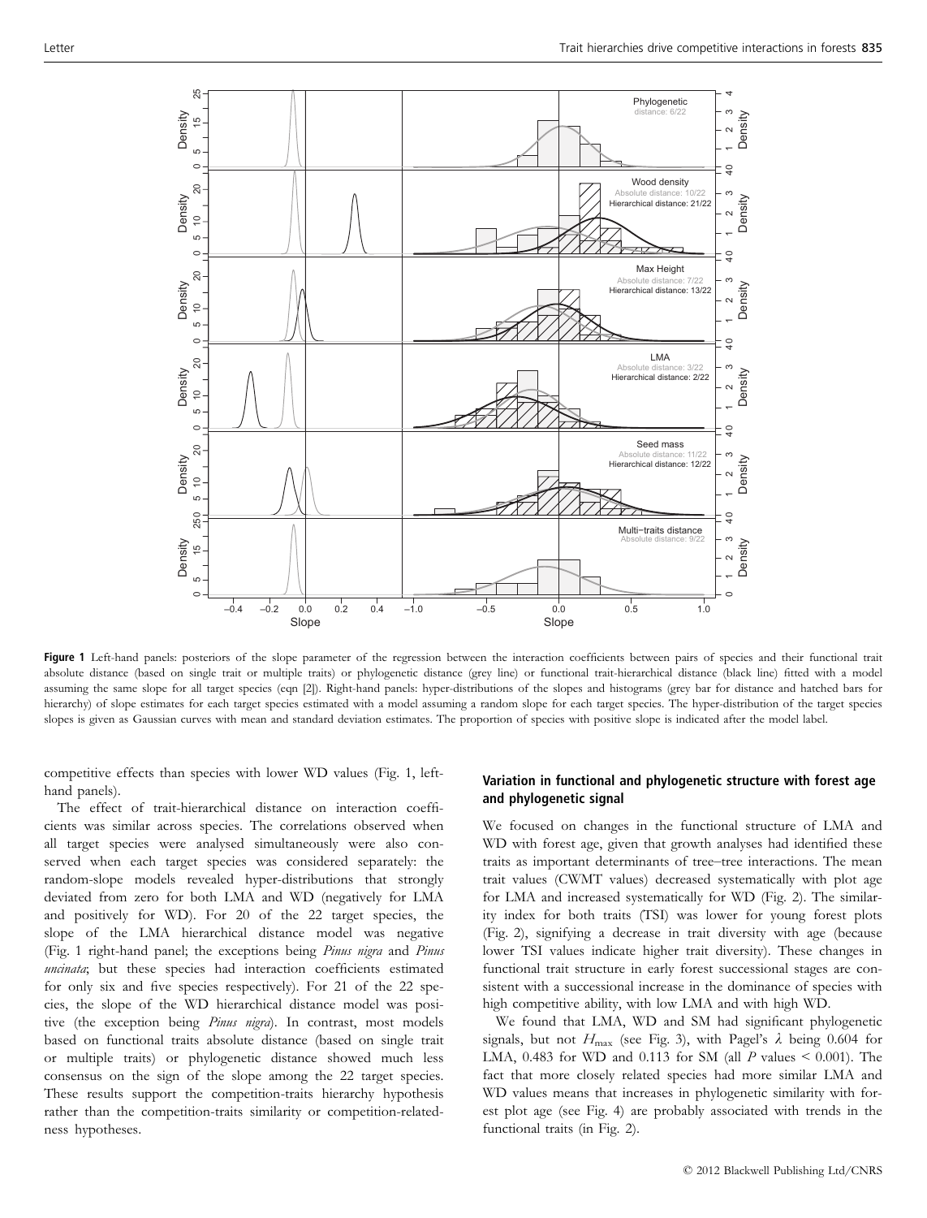**Figure 1** Left-hand panels: posteriors of the slope parameter of the regression between the interaction coefficients between pairs of species and their functional trait absolute distance (based on single trait or multiple traits) or phylogenetic distance (grey line) or functional trait-hierarchical distance (black line) fitted with a model assuming the same slope for all target species (eqn [2]). Right-hand panels: hyper-distributions of the slopes and histograms (grey bar for distance and hatched bars for hierarchy) of slope estimates for each target species estimated with a model assuming a random slope for each target species. The hyper-distribution of the target species slopes is given as Gaussian curves with mean and standard deviation estimates. The proportion of species with positive slope is indicated after the model label.

competitive effects than species with lower WD values (Fig. 1, left-hand panels).

The effect of trait-hierarchical distance on interaction coefficients was similar across species. The correlations observed when all target species were analysed simultaneously were also conserved when each target species was considered separately: the random-slope models revealed hyper-distributions that strongly deviated from zero for both LMA and WD (negatively for LMA and positively for WD). For 20 of the 22 target species, the slope of the LMA hierarchical distance model was negative (Fig. 1 right-hand panel; the exceptions being *Pinus nigra* and *Pinus uncinata*; but these species had interaction coefficients estimated for only six and five species respectively). For 21 of the 22 species, the slope of the WD hierarchical distance model was positive (the exception being *Pinus nigra*). In contrast, most models based on functional traits absolute distance (based on single trait or multiple traits) or phylogenetic distance showed much less consensus on the sign of the slope among the 22 target species. These results support the competition-traits hierarchy hypothesis rather than the competition-traits similarity or competition-relatedness hypotheses.

### Variation in functional and phylogenetic structure with forest age and phylogenetic signal

We focused on changes in the functional structure of LMA and WD with forest age, given that growth analyses had identified these traits as important determinants of tree–tree interactions. The mean trait values (CWMT values) decreased systematically with plot age for LMA and increased systematically for WD (Fig. 2). The similarity index for both traits (TSI) was lower for young forest plots (Fig. 2), signifying a decrease in trait diversity with age (because lower TSI values indicate higher trait diversity). These changes in functional trait structure in early forest successional stages are consistent with a successional increase in the dominance of species with high competitive ability, with low LMA and with high WD.

We found that LMA, WD and SM had significant phylogenetic signals, but not $H_{max}$ (see Fig. 3), with Pagel's $\lambda$ being 0.604 for LMA, 0.483 for WD and 0.113 for SM (all $P$ values $< 0.001$). The fact that more closely related species had more similar LMA and WD values means that increases in phylogenetic similarity with forest plot age (see Fig. 4) are probably associated with trends in the functional traits (in Fig. 2).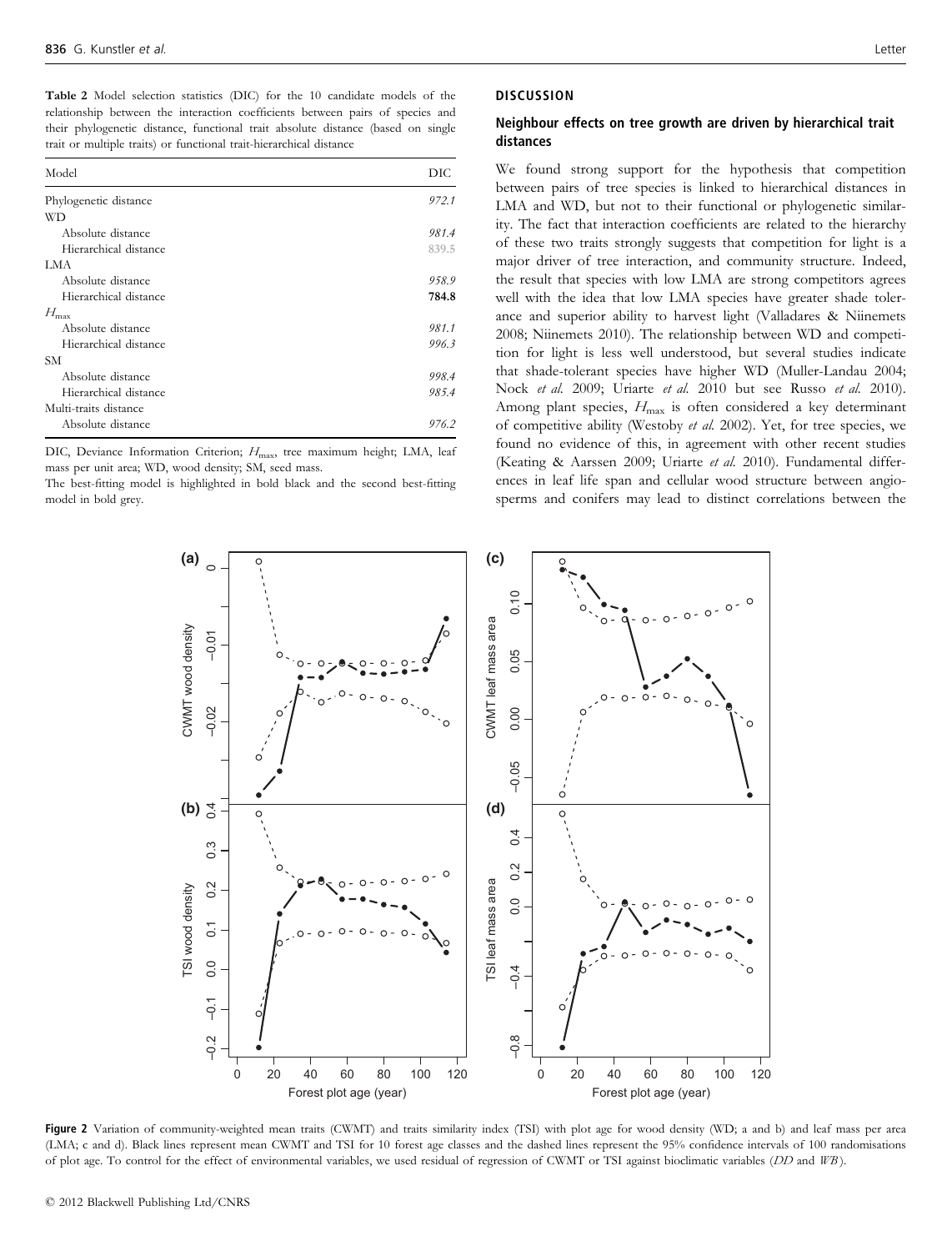**Table 2** Model selection statistics (DIC) for the 10 candidate models of the relationship between the interaction coefficients between pairs of species and their phylogenetic distance, functional trait absolute distance (based on single trait or multiple traits) or functional trait-hierarchical distance

| Model | DIC |
|---|---|
| Phylogenetic distance | *972.1* |
| WD | |
| Absolute distance | *981.4* |
| Hierarchical distance | **839.5** |
| LMA | |
| Absolute distance | *958.9* |
| Hierarchical distance | **784.8** |
| $H_{max}$ | |
| Absolute distance | *981.1* |
| Hierarchical distance | *996.3* |
| SM | |
| Absolute distance | *998.4* |
| Hierarchical distance | *985.4* |
| Multi-traits distance | |
| Absolute distance | *976.2* |

DIC, Deviance Information Criterion; $H_{max}$, tree maximum height; LMA, leaf mass per unit area; WD, wood density; SM, seed mass.

The best-fitting model is highlighted in bold black and the second best-fitting model in bold grey.

## DISCUSSION

### Neighbour effects on tree growth are driven by hierarchical trait distances

We found strong support for the hypothesis that competition between pairs of tree species is linked to hierarchical distances in LMA and WD, but not to their functional or phylogenetic similarity. The fact that interaction coefficients are related to the hierarchy of these two traits strongly suggests that competition for light is a major driver of tree interaction, and community structure. Indeed, the result that species with low LMA are strong competitors agrees well with the idea that low LMA species have greater shade tolerance and superior ability to harvest light (Valladares & Niinemets 2008; Niinemets 2010). The relationship between WD and competition for light is less well understood, but several studies indicate that shade-tolerant species have higher WD (Muller-Landau 2004; Nock *et al.* 2009; Uriarte *et al.* 2010 but see Russo *et al.* 2010). Among plant species, $H_{max}$ is often considered a key determinant of competitive ability (Westoby *et al.* 2002). Yet, for tree species, we found no evidence of this, in agreement with other recent studies (Keating & Aarssen 2009; Uriarte *et al.* 2010). Fundamental differences in leaf life span and cellular wood structure between angiosperms and conifers may lead to distinct correlations between the

**Figure 2** Variation of community-weighted mean traits (CWMT) and traits similarity index (TSI) with plot age for wood density (WD; a and b) and leaf mass per area (LMA; c and d). Black lines represent mean CWMT and TSI for 10 forest age classes and the dashed lines represent the 95% confidence intervals of 100 randomisations of plot age. To control for the effect of environmental variables, we used residual of regression of CWMT or TSI against bioclimatic variables (*DD* and *WB*).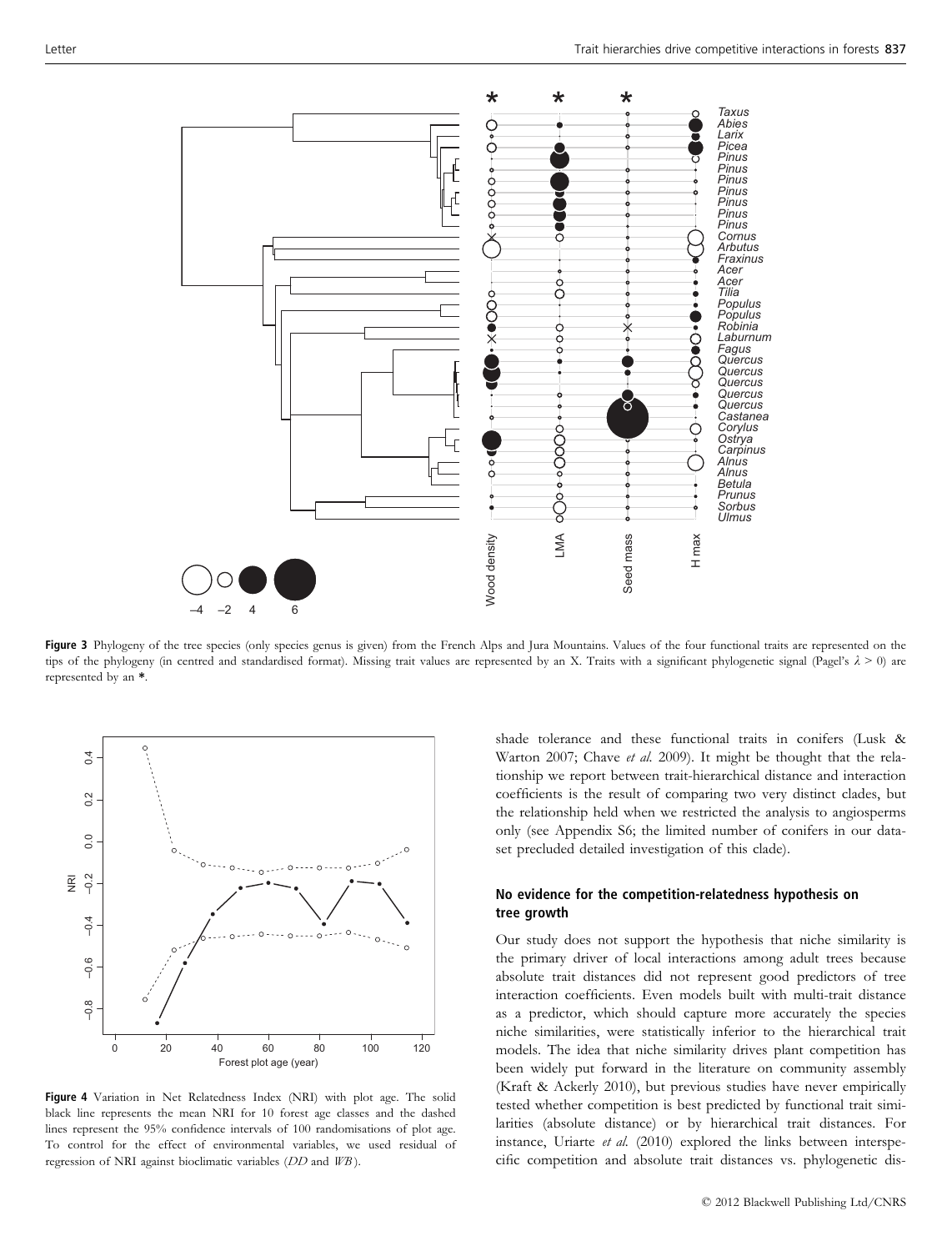**Figure 3** Phylogeny of the tree species (only species genus is given) from the French Alps and Jura Mountains. Values of the four functional traits are represented on the tips of the phylogeny (in centred and standardised format). Missing trait values are represented by an X. Traits with a significant phylogenetic signal (Pagel's $\lambda > 0$) are represented by an *.

**Figure 4** Variation in Net Relatedness Index (NRI) with plot age. The solid black line represents the mean NRI for 10 forest age classes and the dashed lines represent the 95% confidence intervals of 100 randomisations of plot age. To control for the effect of environmental variables, we used residual of regression of NRI against bioclimatic variables (*DD* and *WB*).

shade tolerance and these functional traits in conifers (Lusk & Warton 2007; Chave *et al.* 2009). It might be thought that the relationship we report between trait-hierarchical distance and interaction coefficients is the result of comparing two very distinct clades, but the relationship held when we restricted the analysis to angiosperms only (see Appendix S6; the limited number of conifers in our dataset precluded detailed investigation of this clade).

## No evidence for the competition-relatedness hypothesis on tree growth

Our study does not support the hypothesis that niche similarity is the primary driver of local interactions among adult trees because absolute trait distances did not represent good predictors of tree interaction coefficients. Even models built with multi-trait distance as a predictor, which should capture more accurately the species niche similarities, were statistically inferior to the hierarchical trait models. The idea that niche similarity drives plant competition has been widely put forward in the literature on community assembly (Kraft & Ackerly 2010), but previous studies have never empirically tested whether competition is best predicted by functional trait similarities (absolute distance) or by hierarchical trait distances. For instance, Uriarte *et al.* (2010) explored the links between interspecific competition and absolute trait distances vs. phylogenetic dis-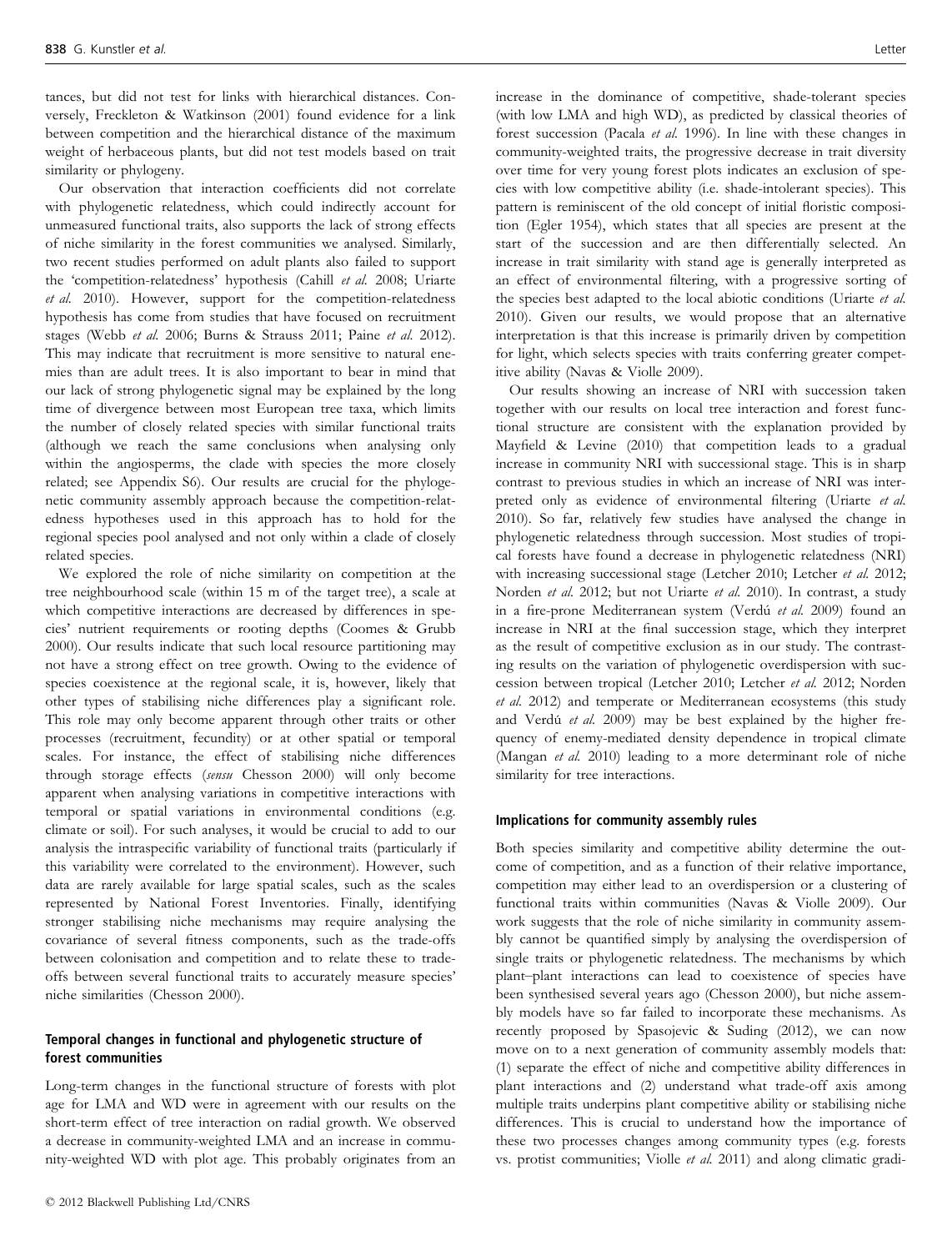tances, but did not test for links with hierarchical distances. Conversely, Freckleton & Watkinson (2001) found evidence for a link between competition and the hierarchical distance of the maximum weight of herbaceous plants, but did not test models based on trait similarity or phylogeny.

Our observation that interaction coefficients did not correlate with phylogenetic relatedness, which could indirectly account for unmeasured functional traits, also supports the lack of strong effects of niche similarity in the forest communities we analysed. Similarly, two recent studies performed on adult plants also failed to support the 'competition-relatedness' hypothesis (Cahill *et al.* 2008; Uriarte *et al.* 2010). However, support for the competition-relatedness hypothesis has come from studies that have focused on recruitment stages (Webb *et al.* 2006; Burns & Strauss 2011; Paine *et al.* 2012). This may indicate that recruitment is more sensitive to natural enemies than are adult trees. It is also important to bear in mind that our lack of strong phylogenetic signal may be explained by the long time of divergence between most European tree taxa, which limits the number of closely related species with similar functional traits (although we reach the same conclusions when analysing only within the angiosperms, the clade with species the more closely related; see Appendix S6). Our results are crucial for the phylogenetic community assembly approach because the competition-relatedness hypotheses used in this approach has to hold for the regional species pool analysed and not only within a clade of closely related species.

We explored the role of niche similarity on competition at the tree neighbourhood scale (within 15 m of the target tree), a scale at which competitive interactions are decreased by differences in species' nutrient requirements or rooting depths (Coomes & Grubb 2000). Our results indicate that such local resource partitioning may not have a strong effect on tree growth. Owing to the evidence of species coexistence at the regional scale, it is, however, likely that other types of stabilising niche differences play a significant role. This role may only become apparent through other traits or other processes (recruitment, fecundity) or at other spatial or temporal scales. For instance, the effect of stabilising niche differences through storage effects (*sensu* Chesson 2000) will only become apparent when analysing variations in competitive interactions with temporal or spatial variations in environmental conditions (e.g. climate or soil). For such analyses, it would be crucial to add to our analysis the intraspecific variability of functional traits (particularly if this variability were correlated to the environment). However, such data are rarely available for large spatial scales, such as the scales represented by National Forest Inventories. Finally, identifying stronger stabilising niche mechanisms may require analysing the covariance of several fitness components, such as the trade-offs between colonisation and competition and to relate these to trade-offs between several functional traits to accurately measure species' niche similarities (Chesson 2000).

### Temporal changes in functional and phylogenetic structure of forest communities

Long-term changes in the functional structure of forests with plot age for LMA and WD were in agreement with our results on the short-term effect of tree interaction on radial growth. We observed a decrease in community-weighted LMA and an increase in community-weighted WD with plot age. This probably originates from an increase in the dominance of competitive, shade-tolerant species (with low LMA and high WD), as predicted by classical theories of forest succession (Pacala *et al.* 1996). In line with these changes in community-weighted traits, the progressive decrease in trait diversity over time for very young forest plots indicates an exclusion of species with low competitive ability (i.e. shade-intolerant species). This pattern is reminiscent of the old concept of initial floristic composition (Egler 1954), which states that all species are present at the start of the succession and are then differentially selected. An increase in trait similarity with stand age is generally interpreted as an effect of environmental filtering, with a progressive sorting of the species best adapted to the local abiotic conditions (Uriarte *et al.* 2010). Given our results, we would propose that an alternative interpretation is that this increase is primarily driven by competition for light, which selects species with traits conferring greater competitive ability (Navas & Violle 2009).

Our results showing an increase of NRI with succession taken together with our results on local tree interaction and forest functional structure are consistent with the explanation provided by Mayfield & Levine (2010) that competition leads to a gradual increase in community NRI with successional stage. This is in sharp contrast to previous studies in which an increase of NRI was interpreted only as evidence of environmental filtering (Uriarte *et al.* 2010). So far, relatively few studies have analysed the change in phylogenetic relatedness through succession. Most studies of tropical forests have found a decrease in phylogenetic relatedness (NRI) with increasing successional stage (Letcher 2010; Letcher *et al.* 2012; Norden *et al.* 2012; but not Uriarte *et al.* 2010). In contrast, a study in a fire-prone Mediterranean system (Verdú *et al.* 2009) found an increase in NRI at the final succession stage, which they interpret as the result of competitive exclusion as in our study. The contrasting results on the variation of phylogenetic overdispersion with succession between tropical (Letcher 2010; Letcher *et al.* 2012; Norden *et al.* 2012) and temperate or Mediterranean ecosystems (this study and Verdú *et al.* 2009) may be best explained by the higher frequency of enemy-mediated density dependence in tropical climate (Mangan *et al.* 2010) leading to a more determinant role of niche similarity for tree interactions.

### Implications for community assembly rules

Both species similarity and competitive ability determine the outcome of competition, and as a function of their relative importance, competition may either lead to an overdispersion or a clustering of functional traits within communities (Navas & Violle 2009). Our work suggests that the role of niche similarity in community assembly cannot be quantified simply by analysing the overdispersion of single traits or phylogenetic relatedness. The mechanisms by which plant–plant interactions can lead to coexistence of species have been synthesised several years ago (Chesson 2000), but niche assembly models have so far failed to incorporate these mechanisms. As recently proposed by Spasojevic & Suding (2012), we can now move on to a next generation of community assembly models that: (1) separate the effect of niche and competitive ability differences in plant interactions and (2) understand what trade-off axis among multiple traits underpins plant competitive ability or stabilising niche differences. This is crucial to understand how the importance of these two processes changes among community types (e.g. forests vs. protist communities; Violle *et al.* 2011) and along climatic gradi-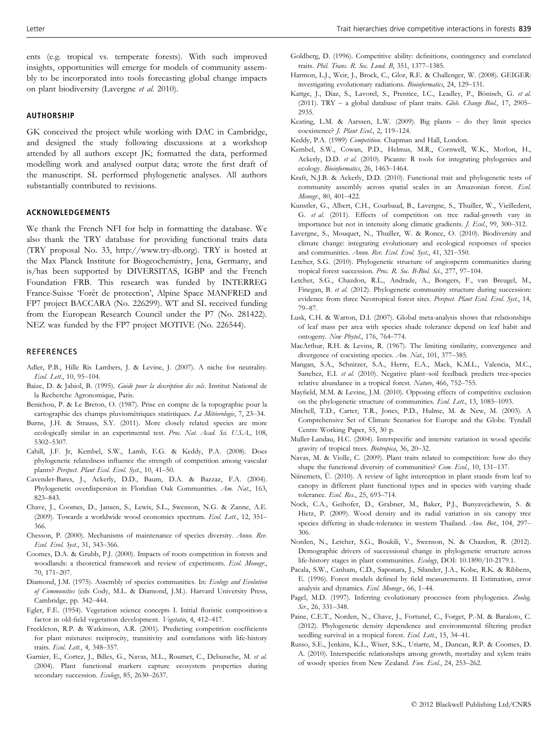ents (e.g. tropical vs. temperate forests). With such improved insights, opportunities will emerge for models of community assembly to be incorporated into tools forecasting global change impacts on plant biodiversity (Lavergne *et al.* 2010).

## AUTHORSHIP

GK conceived the project while working with DAC in Cambridge, and designed the study following discussions at a workshop attended by all authors except JK; formatted the data, performed modelling work and analysed output data; wrote the first draft of the manuscript. SL performed phylogenetic analyses. All authors substantially contributed to revisions.

## ACKNOWLEDGEMENTS

We thank the French NFI for help in formatting the database. We also thank the TRY database for providing functional traits data (TRY proposal No. 33, http://www.try-db.org). TRY is hosted at the Max Planck Institute for Biogeochemistry, Jena, Germany, and is/has been supported by DIVERSITAS, IGBP and the French Foundation FRB. This research was funded by INTERREG France-Suisse 'Forêt de protection', Alpine Space MANFRED and FP7 project BACCARA (No. 226299). WT and SL received funding from the European Research Council under the P7 (No. 281422). NEZ was funded by the FP7 project MOTIVE (No. 226544).

## REFERENCES

Adler, P.B., Hille Ris Lambers, J. & Levine, J. (2007). A niche for neutrality. *Ecol. Lett.*, 10, 95–104.

Baize, D. & Jabiol, B. (1995). *Guide pour la description des sols*. Institut National de la Recherche Agronomique, Paris.

Benichou, P. & Le Breton, O. (1987). Prise en compte de la topographie pour la cartographie des champs pluviométriques statistiques. *La Météorologie*, 7, 23–34.

Burns, J.H. & Strauss, S.Y. (2011). More closely related species are more ecologically similar in an experimental test. *Proc. Nat. Acad. Sci. U.S.A.*, 108, 5302–5307.

Cahill, J.F. Jr, Kembel, S.W., Lamb, E.G. & Keddy, P.A. (2008). Does phylogenetic relatedness influence the strength of competition among vascular plants? *Perspect. Plant Ecol. Evol. Syst.*, 10, 41–50.

Cavender-Bares, J., Ackerly, D.D., Baum, D.A. & Bazzaz, F.A. (2004). Phylogenetic overdispersion in Floridian Oak Communities. *Am. Nat.*, 163, 823–843.

Chave, J., Coomes, D., Jansen, S., Lewis, S.L., Swenson, N.G. & Zanne, A.E. (2009). Towards a worldwide wood economics spectrum. *Ecol. Lett.*, 12, 351–366.

Chesson, P. (2000). Mechanisms of maintenance of species diversity. *Annu. Rev. Ecol. Evol. Syst.*, 31, 343–366.

Coomes, D.A. & Grubb, P.J. (2000). Impacts of roots competition in forests and woodlands: a theoretical framework and review of experiments. *Ecol. Monogr.*, 70, 171–207.

Diamond, J.M. (1975). Assembly of species communities. In: *Ecology and Evolution of Communities* (eds Cody, M.L. & Diamond, J.M.). Harvard University Press, Cambridge, pp. 342–444.

Egler, F.E. (1954). Vegetation science concepts I. Initial floristic composition-a factor in old-field vegetation development. *Vegetatio*, 4, 412–417.

Freckleton, R.P. & Watkinson, A.R. (2001). Predicting competition coefficients for plant mixtures: reciprocity, transitivity and correlations with life-history traits. *Ecol. Lett.*, 4, 348–357.

Garnier, E., Cortez, J., Billes, G., Navas, M.L., Roumet, C., Debussche, M. *et al.* (2004). Plant functional markers capture ecosystem properties during secondary succession. *Ecology*, 85, 2630–2637.

Goldberg, D. (1996). Competitive ability: definitions, contingency and correlated traits. *Phil. Trans. R. Soc. Lond. B*, 351, 1377–1385.

Harmon, L.J., Weir, J., Brock, C., Glor, R.E. & Challenger, W. (2008). GEIGER: investigating evolutionary radiations. *Bioinformatics*, 24, 129–131.

Kattge, J., Díaz, S., Lavorel, S., Prentice, I.C., Leadley, P., Bönisch, G. *et al.* (2011). TRY – a global database of plant traits. *Glob. Change Biol.*, 17, 2905–2935.

Keating, L.M. & Aarssen, L.W. (2009). Big plants – do they limit species coexistence? *J. Plant Ecol.*, 2, 119–124.

Keddy, P.A. (1989) *Competition*. Chapman and Hall, London.

Kembel, S.W., Cowan, P.D., Helmus, M.R., Cornwell, W.K., Morlon, H., Ackerly, D.D. *et al.* (2010). Picante: R tools for integrating phylogenies and ecology. *Bioinformatics*, 26, 1463–1464.

Kraft, N.J.B. & Ackerly, D.D. (2010). Functional trait and phylogenetic tests of community assembly across spatial scales in an Amazonian forest. *Ecol. Monogr.*, 80, 401–422.

Kunstler, G., Albert, C.H., Courbaud, B., Lavergne, S., Thuiller, W., Vieilledent, G. *et al.* (2011). Effects of competition on tree radial-growth vary in importance but not in intensity along climatic gradients. *J. Ecol.*, 99, 300–312.

Lavergne, S., Mouquet, N., Thuiller, W. & Ronce, O. (2010). Biodiversity and climate change: integrating evolutionary and ecological responses of species and communities. *Annu. Rev. Ecol. Evol. Syst.*, 41, 321–350.

Letcher, S.G. (2010). Phylogenetic structure of angiosperm communities during tropical forest succession. *Proc. R. Soc. B-Biol. Sci.*, 277, 97–104.

Letcher, S.G., Chazdon, R.L., Andrade, A., Bongers, F., van Breugel, M., Finegan, B. *et al.* (2012). Phylogenetic community structure during succession: evidence from three Neotropical forest sites. *Perspect. Plant Ecol. Evol. Syst.*, 14, 79–87.

Lusk, C.H. & Warton, D.I. (2007). Global meta-analysis shows that relationships of leaf mass per area with species shade tolerance depend on leaf habit and ontogeny. *New Phytol.*, 176, 764–774.

MacArthur, R.H. & Levins, R. (1967). The limiting similarity, convergence and divergence of coexisting species. *Am. Nat.*, 101, 377–385.

Mangan, S.A., Schnitzer, S.A., Herre, E.A., Mack, K.M.L., Valencia, M.C., Sanchez, E.I. *et al.* (2010). Negative plant–soil feedback predicts tree-species relative abundance in a tropical forest. *Nature*, 466, 752–755.

Mayfield, M.M. & Levine, J.M. (2010). Opposing effects of competitive exclusion on the phylogenetic structure of communities. *Ecol. Lett.*, 13, 1085–1093.

Mitchell, T.D., Carter, T.R., Jones, P.D., Hulme, M. & New, M. (2003). A Comprehensive Set of Climate Scenarios for Europe and the Globe. Tyndall Centre Working Paper, 55, 30 p.

Muller-Landau, H.C. (2004). Interspecific and intersite variation in wood specific gravity of tropical trees. *Biotropica*, 36, 20–32.

Navas, M. & Violle, C. (2009). Plant traits related to competition: how do they shape the functional diversity of communities? *Com. Ecol.*, 10, 131–137.

Niinemets, Ü. (2010). A review of light interception in plant stands from leaf to canopy in different plant functional types and in species with varying shade tolerance. *Ecol. Res.*, 25, 693–714.

Nock, C.A., Geihofer, D., Grabner, M., Baker, P.J., Bunyavejchewin, S. & Hietz, P. (2009). Wood density and its radial variation in six canopy tree species differing in shade-tolerance in western Thailand. *Ann. Bot.*, 104, 297–306.

Norden, N., Letcher, S.G., Boukili, V., Swenson, N. & Chazdon, R. (2012). Demographic drivers of successional change in phylogenetic structure across life-history stages in plant communities. *Ecology*, DOI: 10.1890/10-2179.1.

Pacala, S.W., Canham, C.D., Saponara, J., Silander, J.A., Kobe, R.K. & Ribbens, E. (1996). Forest models defined by field measurements. II Estimation, error analysis and dynamics. *Ecol. Monogr.*, 66, 1–44.

Pagel, M.D. (1997). Inferring evolutionary processes from phylogenies. *Zoolog. Scr.*, 26, 331–348.

Paine, C.E.T., Norden, N., Chave, J., Fortunel, C., Forget, P.-M. & Baraloto, C. (2012). Phylogenetic density dependence and environmental filtering predict seedling survival in a tropical forest. *Ecol. Lett.*, 15, 34–41.

Russo, S.E., Jenkins, K.L., Wiser, S.K., Uriarte, M., Duncan, R.P. & Coomes, D. A. (2010). Interspecific relationships among growth, mortality and xylem traits of woody species from New Zealand. *Fun. Ecol.*, 24, 253–262.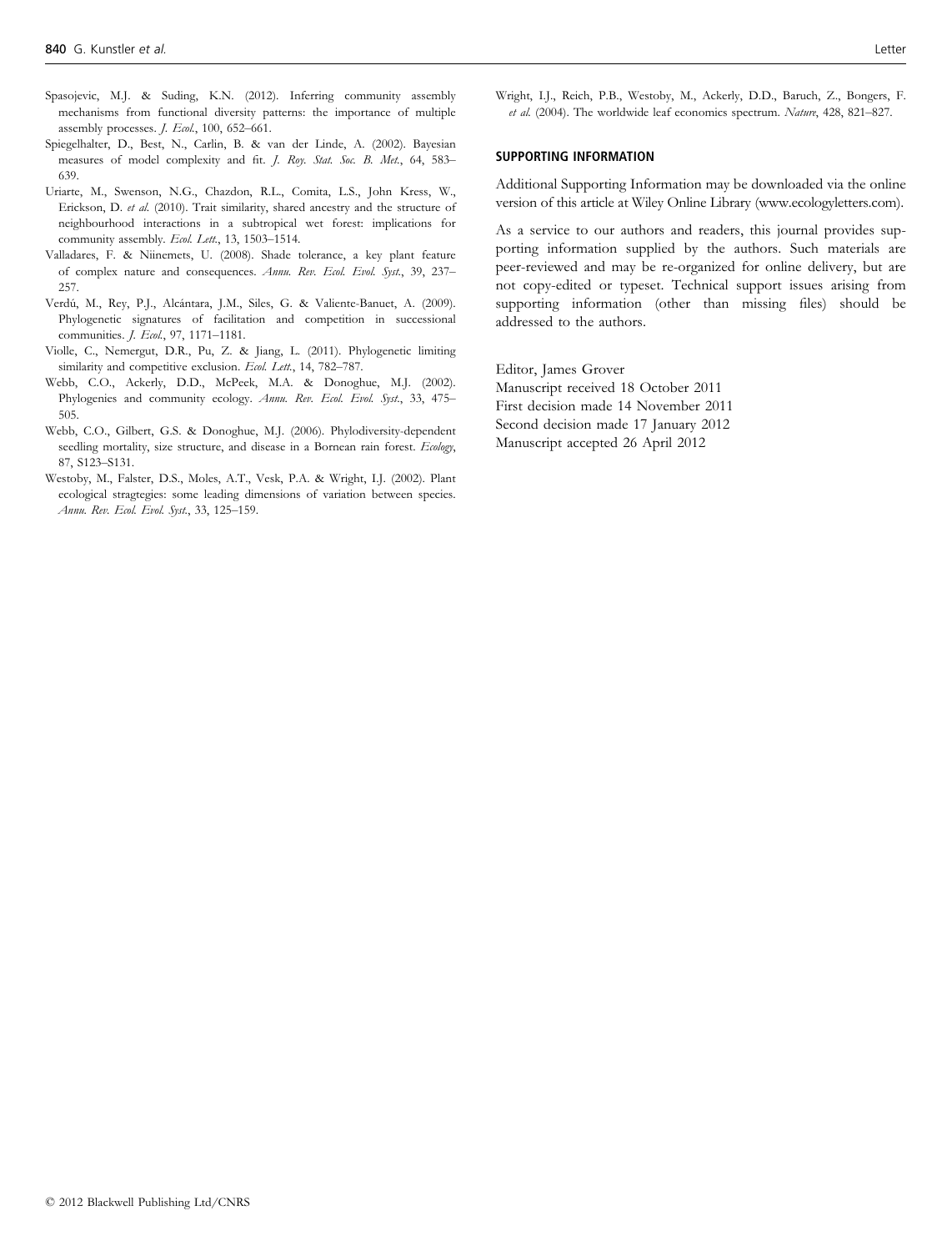Spasojevic, M.J. & Suding, K.N. (2012). Inferring community assembly mechanisms from functional diversity patterns: the importance of multiple assembly processes. *J. Ecol.*, 100, 652–661.

Spiegelhalter, D., Best, N., Carlin, B. & van der Linde, A. (2002). Bayesian measures of model complexity and fit. *J. Roy. Stat. Soc. B. Met.*, 64, 583–639.

Uriarte, M., Swenson, N.G., Chazdon, R.L., Comita, L.S., John Kress, W., Erickson, D. *et al.* (2010). Trait similarity, shared ancestry and the structure of neighbourhood interactions in a subtropical wet forest: implications for community assembly. *Ecol. Lett.*, 13, 1503–1514.

Valladares, F. & Niinemets, U. (2008). Shade tolerance, a key plant feature of complex nature and consequences. *Annu. Rev. Ecol. Evol. Syst.*, 39, 237–257.

Verdú, M., Rey, P.J., Alcántara, J.M., Siles, G. & Valiente-Banuet, A. (2009). Phylogenetic signatures of facilitation and competition in successional communities. *J. Ecol.*, 97, 1171–1181.

Violle, C., Nemergut, D.R., Pu, Z. & Jiang, L. (2011). Phylogenetic limiting similarity and competitive exclusion. *Ecol. Lett.*, 14, 782–787.

Webb, C.O., Ackerly, D.D., McPeek, M.A. & Donoghue, M.J. (2002). Phylogenies and community ecology. *Annu. Rev. Ecol. Evol. Syst.*, 33, 475–505.

Webb, C.O., Gilbert, G.S. & Donoghue, M.J. (2006). Phylodiversity-dependent seedling mortality, size structure, and disease in a Bornean rain forest. *Ecology*, 87, S123–S131.

Westoby, M., Falster, D.S., Moles, A.T., Vesk, P.A. & Wright, I.J. (2002). Plant ecological stragtegies: some leading dimensions of variation between species. *Annu. Rev. Ecol. Evol. Syst.*, 33, 125–159.

Wright, I.J., Reich, P.B., Westoby, M., Ackerly, D.D., Baruch, Z., Bongers, F. *et al.* (2004). The worldwide leaf economics spectrum. *Nature*, 428, 821–827.

## SUPPORTING INFORMATION

Additional Supporting Information may be downloaded via the online version of this article at Wiley Online Library (www.ecologyletters.com).

As a service to our authors and readers, this journal provides supporting information supplied by the authors. Such materials are peer-reviewed and may be re-organized for online delivery, but are not copy-edited or typeset. Technical support issues arising from supporting information (other than missing files) should be addressed to the authors.

Editor, James Grover
Manuscript received 18 October 2011
First decision made 14 November 2011
Second decision made 17 January 2012
Manuscript accepted 26 April 2012